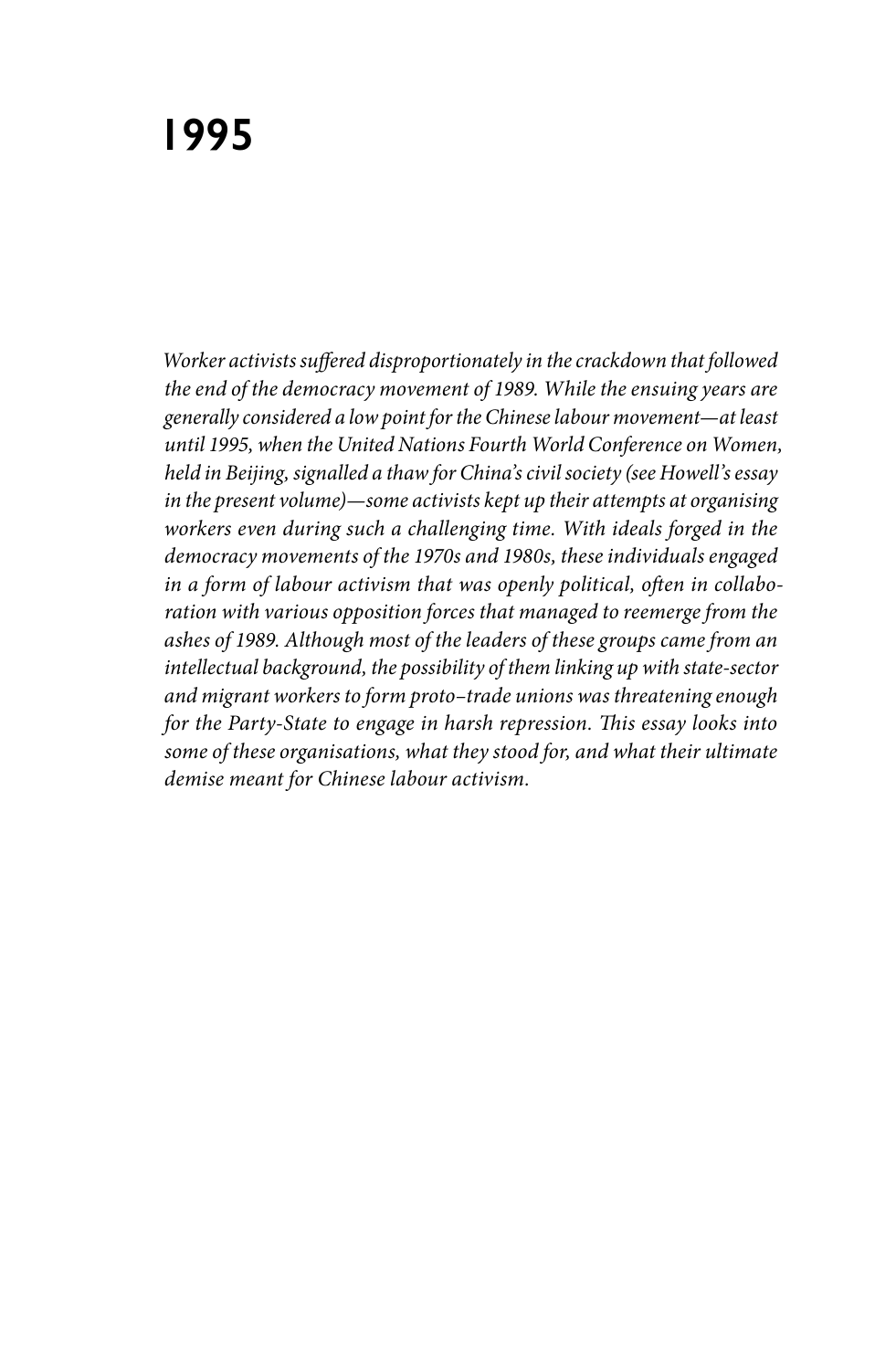# 1995

*Worker activists suffered disproportionately in the crackdown that followed the end of the democracy movement of 1989. While the ensuing years are generally considered a low point for the Chinese labour movement—at least until 1995, when the United Nations Fourth World Conference on Women, held in Beijing, signalled a thaw for China's civil society (see Howell's essay in the present volume)—some activists kept up their attempts at organising workers even during such a challenging time. With ideals forged in the democracy movements of the 1970s and 1980s, these individuals engaged in a form of labour activism that was openly political, often in collaboration with various opposition forces that managed to reemerge from the ashes of 1989. Although most of the leaders of these groups came from an intellectual background, the possibility of them linking up with state-sector and migrant workers to form proto–trade unions was threatening enough for the Party-State to engage in harsh repression. This essay looks into some of these organisations, what they stood for, and what their ultimate demise meant for Chinese labour activism.*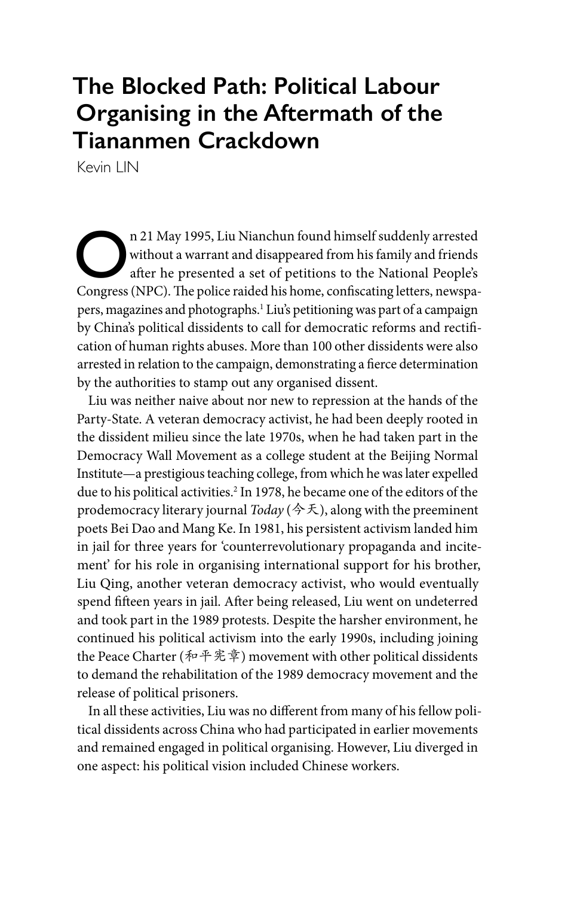# The Blocked Path: Political Labour Organising in the Aftermath of the Tiananmen Crackdown

Kevin LIN

On 21 May 1995, Liu Nianchun found himself suddenly arrested without a warrant and disappeared from his family and friends after he presented a set of petitions to the National People's Congress (NPC). The police raided his home, confiscating letters, newspapers, magazines and photographs.[1] Liu's petitioning was part of a campaign by China's political dissidents to call for democratic reforms and rectification of human rights abuses. More than 100 other dissidents were also arrested in relation to the campaign, demonstrating a fierce determination by the authorities to stamp out any organised dissent.

Liu was neither naive about nor new to repression at the hands of the Party-State. A veteran democracy activist, he had been deeply rooted in the dissident milieu since the late 1970s, when he had taken part in the Democracy Wall Movement as a college student at the Beijing Normal Institute—a prestigious teaching college, from which he was later expelled due to his political activities.[2] In 1978, he became one of the editors of the prodemocracy literary journal *Today* (今天), along with the preeminent poets Bei Dao and Mang Ke. In 1981, his persistent activism landed him in jail for three years for 'counterrevolutionary propaganda and incitement' for his role in organising international support for his brother, Liu Qing, another veteran democracy activist, who would eventually spend fifteen years in jail. After being released, Liu went on undeterred and took part in the 1989 protests. Despite the harsher environment, he continued his political activism into the early 1990s, including joining the Peace Charter (和平宪章) movement with other political dissidents to demand the rehabilitation of the 1989 democracy movement and the release of political prisoners.

In all these activities, Liu was no different from many of his fellow political dissidents across China who had participated in earlier movements and remained engaged in political organising. However, Liu diverged in one aspect: his political vision included Chinese workers.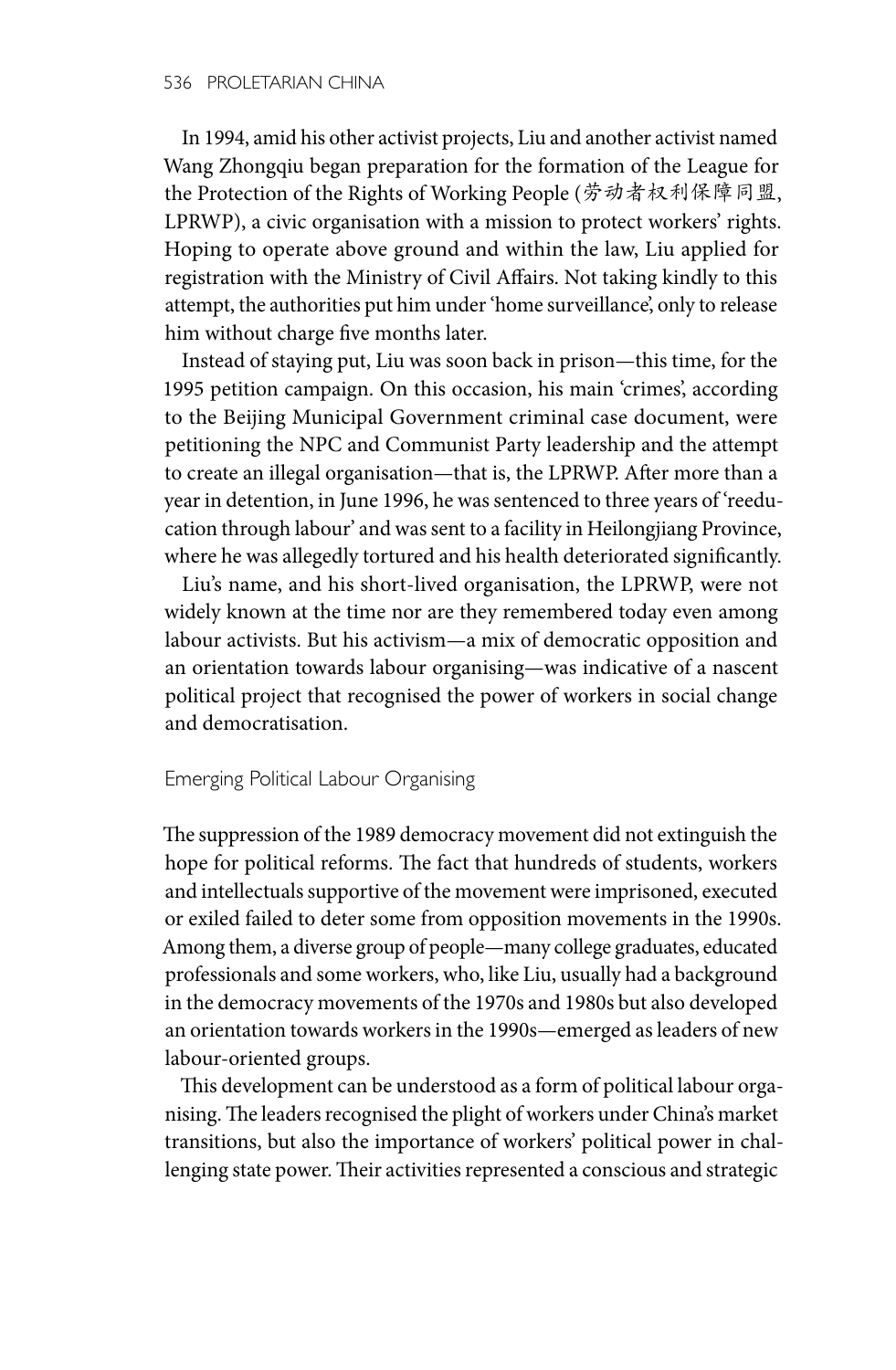In 1994, amid his other activist projects, Liu and another activist named Wang Zhongqiu began preparation for the formation of the League for the Protection of the Rights of Working People (劳动者权利保障同盟, LPRWP), a civic organisation with a mission to protect workers' rights. Hoping to operate above ground and within the law, Liu applied for registration with the Ministry of Civil Affairs. Not taking kindly to this attempt, the authorities put him under 'home surveillance', only to release him without charge five months later.

Instead of staying put, Liu was soon back in prison—this time, for the 1995 petition campaign. On this occasion, his main 'crimes', according to the Beijing Municipal Government criminal case document, were petitioning the NPC and Communist Party leadership and the attempt to create an illegal organisation—that is, the LPRWP. After more than a year in detention, in June 1996, he was sentenced to three years of 'reeducation through labour' and was sent to a facility in Heilongjiang Province, where he was allegedly tortured and his health deteriorated significantly.

Liu's name, and his short-lived organisation, the LPRWP, were not widely known at the time nor are they remembered today even among labour activists. But his activism—a mix of democratic opposition and an orientation towards labour organising—was indicative of a nascent political project that recognised the power of workers in social change and democratisation.

## Emerging Political Labour Organising

The suppression of the 1989 democracy movement did not extinguish the hope for political reforms. The fact that hundreds of students, workers and intellectuals supportive of the movement were imprisoned, executed or exiled failed to deter some from opposition movements in the 1990s. Among them, a diverse group of people—many college graduates, educated professionals and some workers, who, like Liu, usually had a background in the democracy movements of the 1970s and 1980s but also developed an orientation towards workers in the 1990s—emerged as leaders of new labour-oriented groups.

This development can be understood as a form of political labour organising. The leaders recognised the plight of workers under China's market transitions, but also the importance of workers' political power in challenging state power. Their activities represented a conscious and strategic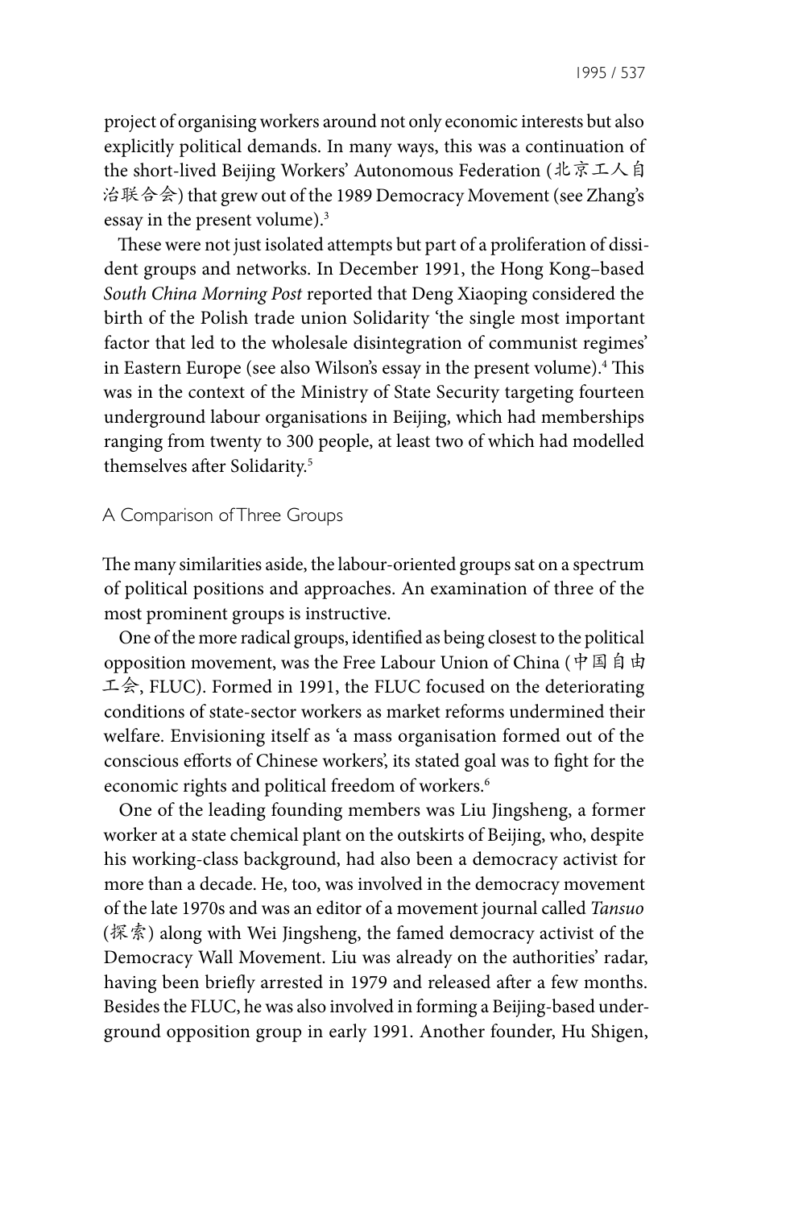project of organising workers around not only economic interests but also explicitly political demands. In many ways, this was a continuation of the short-lived Beijing Workers' Autonomous Federation (北京工人自治联合会) that grew out of the 1989 Democracy Movement (see Zhang's essay in the present volume).[3]

These were not just isolated attempts but part of a proliferation of dissident groups and networks. In December 1991, the Hong Kong–based *South China Morning Post* reported that Deng Xiaoping considered the birth of the Polish trade union Solidarity 'the single most important factor that led to the wholesale disintegration of communist regimes' in Eastern Europe (see also Wilson's essay in the present volume).[4] This was in the context of the Ministry of State Security targeting fourteen underground labour organisations in Beijing, which had memberships ranging from twenty to 300 people, at least two of which had modelled themselves after Solidarity.[5]

## A Comparison of Three Groups

The many similarities aside, the labour-oriented groups sat on a spectrum of political positions and approaches. An examination of three of the most prominent groups is instructive.

One of the more radical groups, identified as being closest to the political opposition movement, was the Free Labour Union of China (中国自由工会, FLUC). Formed in 1991, the FLUC focused on the deteriorating conditions of state-sector workers as market reforms undermined their welfare. Envisioning itself as 'a mass organisation formed out of the conscious efforts of Chinese workers', its stated goal was to fight for the economic rights and political freedom of workers.[6]

One of the leading founding members was Liu Jingsheng, a former worker at a state chemical plant on the outskirts of Beijing, who, despite his working-class background, had also been a democracy activist for more than a decade. He, too, was involved in the democracy movement of the late 1970s and was an editor of a movement journal called *Tansuo* (探索) along with Wei Jingsheng, the famed democracy activist of the Democracy Wall Movement. Liu was already on the authorities' radar, having been briefly arrested in 1979 and released after a few months. Besides the FLUC, he was also involved in forming a Beijing-based underground opposition group in early 1991. Another founder, Hu Shigen,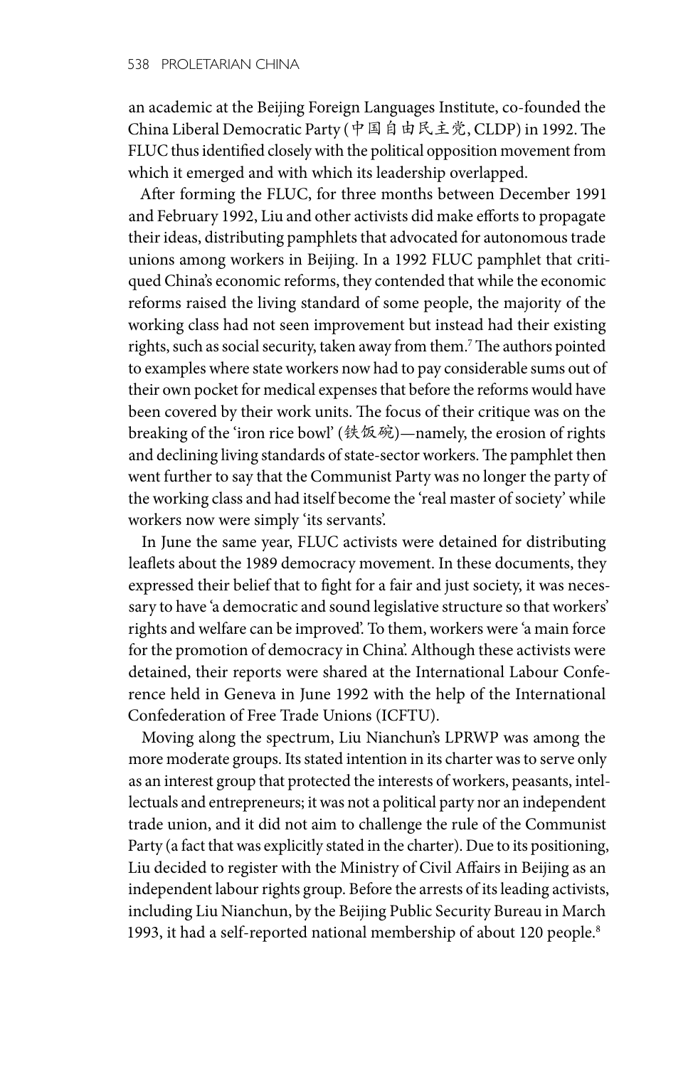an academic at the Beijing Foreign Languages Institute, co-founded the China Liberal Democratic Party (中国自由民主党, CLDP) in 1992. The FLUC thus identified closely with the political opposition movement from which it emerged and with which its leadership overlapped.

After forming the FLUC, for three months between December 1991 and February 1992, Liu and other activists did make efforts to propagate their ideas, distributing pamphlets that advocated for autonomous trade unions among workers in Beijing. In a 1992 FLUC pamphlet that critiqued China's economic reforms, they contended that while the economic reforms raised the living standard of some people, the majority of the working class had not seen improvement but instead had their existing rights, such as social security, taken away from them.[7] The authors pointed to examples where state workers now had to pay considerable sums out of their own pocket for medical expenses that before the reforms would have been covered by their work units. The focus of their critique was on the breaking of the 'iron rice bowl' (铁饭碗)—namely, the erosion of rights and declining living standards of state-sector workers. The pamphlet then went further to say that the Communist Party was no longer the party of the working class and had itself become the 'real master of society' while workers now were simply 'its servants'.

In June the same year, FLUC activists were detained for distributing leaflets about the 1989 democracy movement. In these documents, they expressed their belief that to fight for a fair and just society, it was necessary to have 'a democratic and sound legislative structure so that workers' rights and welfare can be improved'. To them, workers were 'a main force for the promotion of democracy in China'. Although these activists were detained, their reports were shared at the International Labour Conference held in Geneva in June 1992 with the help of the International Confederation of Free Trade Unions (ICFTU).

Moving along the spectrum, Liu Nianchun's LPRWP was among the more moderate groups. Its stated intention in its charter was to serve only as an interest group that protected the interests of workers, peasants, intellectuals and entrepreneurs; it was not a political party nor an independent trade union, and it did not aim to challenge the rule of the Communist Party (a fact that was explicitly stated in the charter). Due to its positioning, Liu decided to register with the Ministry of Civil Affairs in Beijing as an independent labour rights group. Before the arrests of its leading activists, including Liu Nianchun, by the Beijing Public Security Bureau in March 1993, it had a self-reported national membership of about 120 people.[8]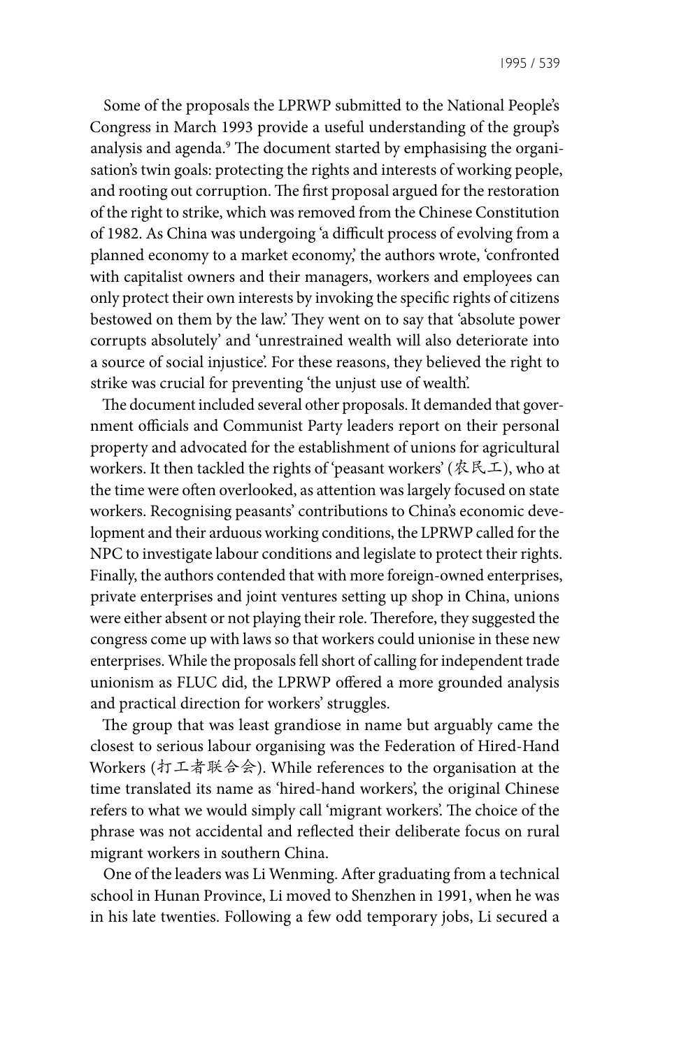Some of the proposals the LPRWP submitted to the National People's Congress in March 1993 provide a useful understanding of the group's analysis and agenda.[9] The document started by emphasising the organisation's twin goals: protecting the rights and interests of working people, and rooting out corruption. The first proposal argued for the restoration of the right to strike, which was removed from the Chinese Constitution of 1982. As China was undergoing 'a difficult process of evolving from a planned economy to a market economy,' the authors wrote, 'confronted with capitalist owners and their managers, workers and employees can only protect their own interests by invoking the specific rights of citizens bestowed on them by the law.' They went on to say that 'absolute power corrupts absolutely' and 'unrestrained wealth will also deteriorate into a source of social injustice'. For these reasons, they believed the right to strike was crucial for preventing 'the unjust use of wealth'.

The document included several other proposals. It demanded that government officials and Communist Party leaders report on their personal property and advocated for the establishment of unions for agricultural workers. It then tackled the rights of 'peasant workers' (农民工), who at the time were often overlooked, as attention was largely focused on state workers. Recognising peasants' contributions to China's economic development and their arduous working conditions, the LPRWP called for the NPC to investigate labour conditions and legislate to protect their rights. Finally, the authors contended that with more foreign-owned enterprises, private enterprises and joint ventures setting up shop in China, unions were either absent or not playing their role. Therefore, they suggested the congress come up with laws so that workers could unionise in these new enterprises. While the proposals fell short of calling for independent trade unionism as FLUC did, the LPRWP offered a more grounded analysis and practical direction for workers' struggles.

The group that was least grandiose in name but arguably came the closest to serious labour organising was the Federation of Hired-Hand Workers (打工者联合会). While references to the organisation at the time translated its name as 'hired-hand workers', the original Chinese refers to what we would simply call 'migrant workers'. The choice of the phrase was not accidental and reflected their deliberate focus on rural migrant workers in southern China.

One of the leaders was Li Wenming. After graduating from a technical school in Hunan Province, Li moved to Shenzhen in 1991, when he was in his late twenties. Following a few odd temporary jobs, Li secured a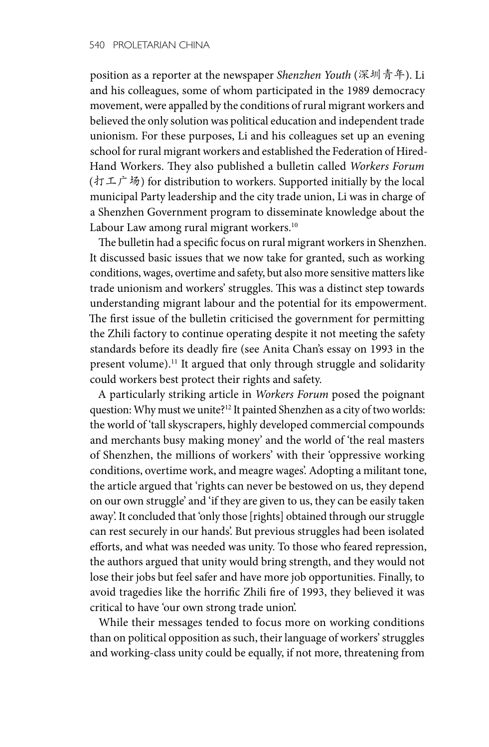position as a reporter at the newspaper *Shenzhen Youth* (深圳青年). Li and his colleagues, some of whom participated in the 1989 democracy movement, were appalled by the conditions of rural migrant workers and believed the only solution was political education and independent trade unionism. For these purposes, Li and his colleagues set up an evening school for rural migrant workers and established the Federation of Hired-Hand Workers. They also published a bulletin called *Workers Forum* (打工广场) for distribution to workers. Supported initially by the local municipal Party leadership and the city trade union, Li was in charge of a Shenzhen Government program to disseminate knowledge about the Labour Law among rural migrant workers.[10]

The bulletin had a specific focus on rural migrant workers in Shenzhen. It discussed basic issues that we now take for granted, such as working conditions, wages, overtime and safety, but also more sensitive matters like trade unionism and workers' struggles. This was a distinct step towards understanding migrant labour and the potential for its empowerment. The first issue of the bulletin criticised the government for permitting the Zhili factory to continue operating despite it not meeting the safety standards before its deadly fire (see Anita Chan's essay on 1993 in the present volume).[11] It argued that only through struggle and solidarity could workers best protect their rights and safety.

A particularly striking article in *Workers Forum* posed the poignant question: Why must we unite?[12] It painted Shenzhen as a city of two worlds: the world of 'tall skyscrapers, highly developed commercial compounds and merchants busy making money' and the world of 'the real masters of Shenzhen, the millions of workers' with their 'oppressive working conditions, overtime work, and meagre wages'. Adopting a militant tone, the article argued that 'rights can never be bestowed on us, they depend on our own struggle' and 'if they are given to us, they can be easily taken away'. It concluded that 'only those [rights] obtained through our struggle can rest securely in our hands'. But previous struggles had been isolated efforts, and what was needed was unity. To those who feared repression, the authors argued that unity would bring strength, and they would not lose their jobs but feel safer and have more job opportunities. Finally, to avoid tragedies like the horrific Zhili fire of 1993, they believed it was critical to have 'our own strong trade union'.

While their messages tended to focus more on working conditions than on political opposition as such, their language of workers' struggles and working-class unity could be equally, if not more, threatening from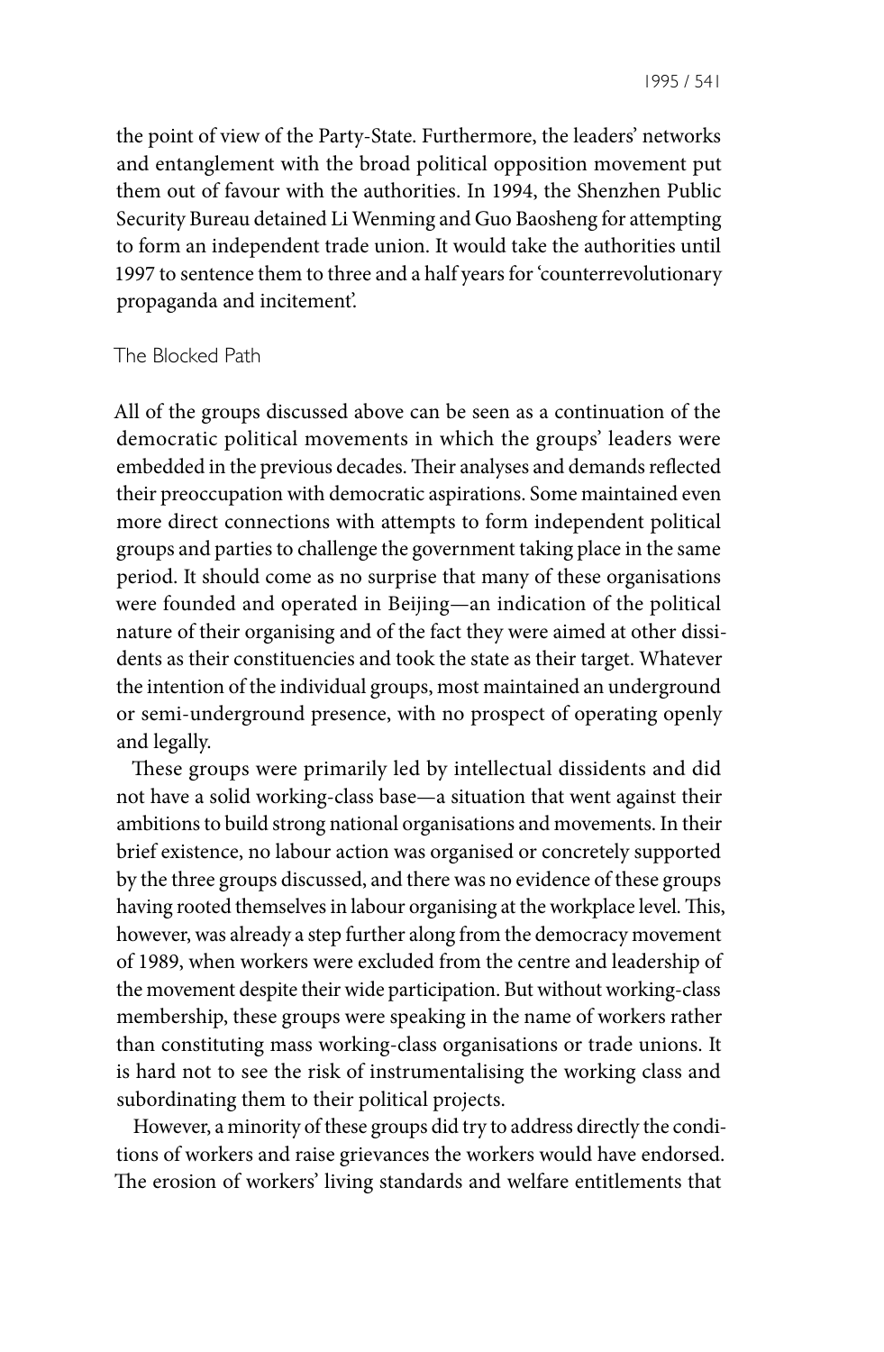the point of view of the Party-State. Furthermore, the leaders' networks and entanglement with the broad political opposition movement put them out of favour with the authorities. In 1994, the Shenzhen Public Security Bureau detained Li Wenming and Guo Baosheng for attempting to form an independent trade union. It would take the authorities until 1997 to sentence them to three and a half years for 'counterrevolutionary propaganda and incitement'.

## The Blocked Path

All of the groups discussed above can be seen as a continuation of the democratic political movements in which the groups' leaders were embedded in the previous decades. Their analyses and demands reflected their preoccupation with democratic aspirations. Some maintained even more direct connections with attempts to form independent political groups and parties to challenge the government taking place in the same period. It should come as no surprise that many of these organisations were founded and operated in Beijing—an indication of the political nature of their organising and of the fact they were aimed at other dissidents as their constituencies and took the state as their target. Whatever the intention of the individual groups, most maintained an underground or semi-underground presence, with no prospect of operating openly and legally.

These groups were primarily led by intellectual dissidents and did not have a solid working-class base—a situation that went against their ambitions to build strong national organisations and movements. In their brief existence, no labour action was organised or concretely supported by the three groups discussed, and there was no evidence of these groups having rooted themselves in labour organising at the workplace level. This, however, was already a step further along from the democracy movement of 1989, when workers were excluded from the centre and leadership of the movement despite their wide participation. But without working-class membership, these groups were speaking in the name of workers rather than constituting mass working-class organisations or trade unions. It is hard not to see the risk of instrumentalising the working class and subordinating them to their political projects.

However, a minority of these groups did try to address directly the conditions of workers and raise grievances the workers would have endorsed. The erosion of workers' living standards and welfare entitlements that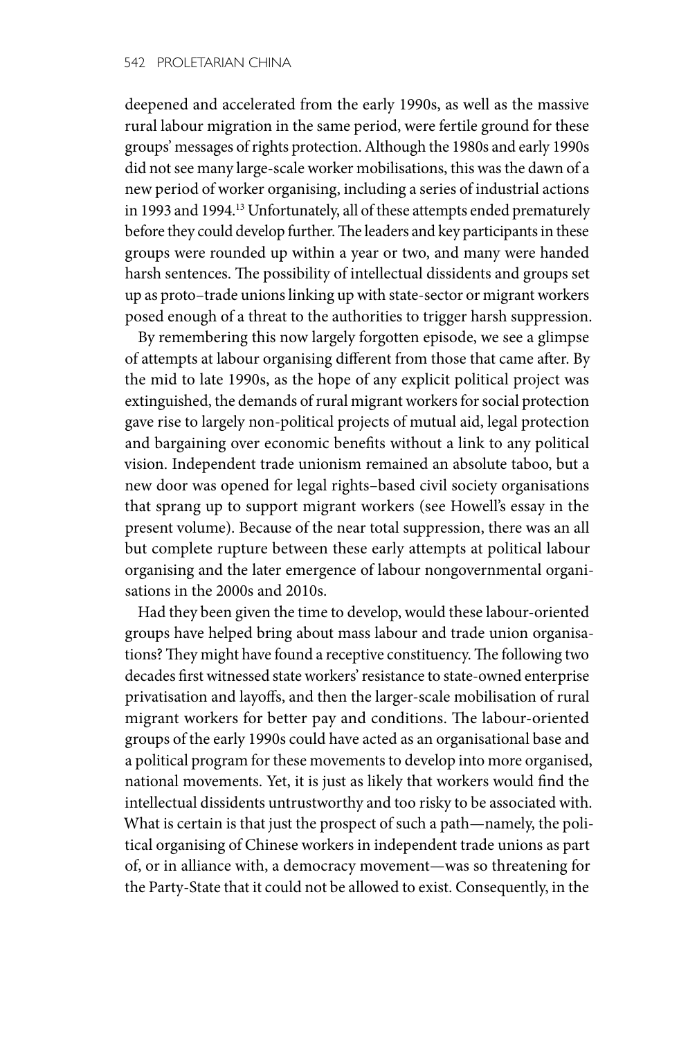deepened and accelerated from the early 1990s, as well as the massive rural labour migration in the same period, were fertile ground for these groups' messages of rights protection. Although the 1980s and early 1990s did not see many large-scale worker mobilisations, this was the dawn of a new period of worker organising, including a series of industrial actions in 1993 and 1994.[13] Unfortunately, all of these attempts ended prematurely before they could develop further. The leaders and key participants in these groups were rounded up within a year or two, and many were handed harsh sentences. The possibility of intellectual dissidents and groups set up as proto–trade unions linking up with state-sector or migrant workers posed enough of a threat to the authorities to trigger harsh suppression.

By remembering this now largely forgotten episode, we see a glimpse of attempts at labour organising different from those that came after. By the mid to late 1990s, as the hope of any explicit political project was extinguished, the demands of rural migrant workers for social protection gave rise to largely non-political projects of mutual aid, legal protection and bargaining over economic benefits without a link to any political vision. Independent trade unionism remained an absolute taboo, but a new door was opened for legal rights–based civil society organisations that sprang up to support migrant workers (see Howell's essay in the present volume). Because of the near total suppression, there was an all but complete rupture between these early attempts at political labour organising and the later emergence of labour nongovernmental organisations in the 2000s and 2010s.

Had they been given the time to develop, would these labour-oriented groups have helped bring about mass labour and trade union organisations? They might have found a receptive constituency. The following two decades first witnessed state workers' resistance to state-owned enterprise privatisation and layoffs, and then the larger-scale mobilisation of rural migrant workers for better pay and conditions. The labour-oriented groups of the early 1990s could have acted as an organisational base and a political program for these movements to develop into more organised, national movements. Yet, it is just as likely that workers would find the intellectual dissidents untrustworthy and too risky to be associated with. What is certain is that just the prospect of such a path—namely, the political organising of Chinese workers in independent trade unions as part of, or in alliance with, a democracy movement—was so threatening for the Party-State that it could not be allowed to exist. Consequently, in the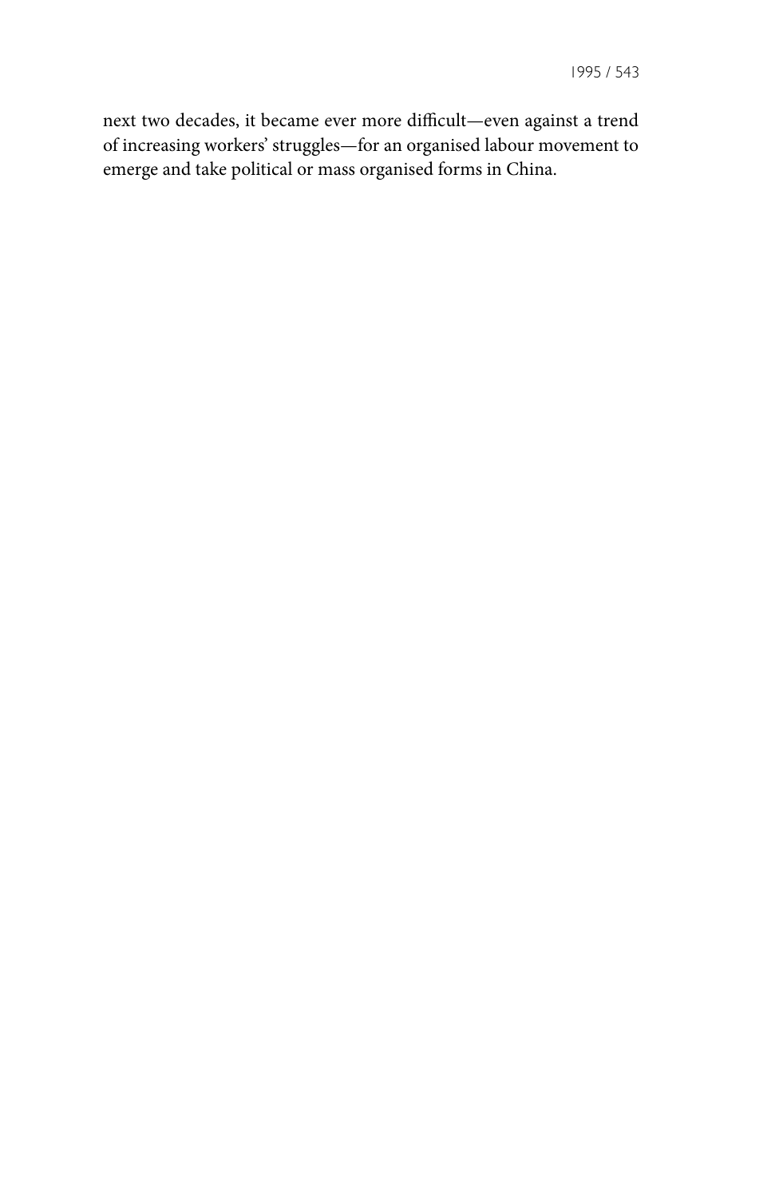next two decades, it became ever more difficult—even against a trend of increasing workers' struggles—for an organised labour movement to emerge and take political or mass organised forms in China.